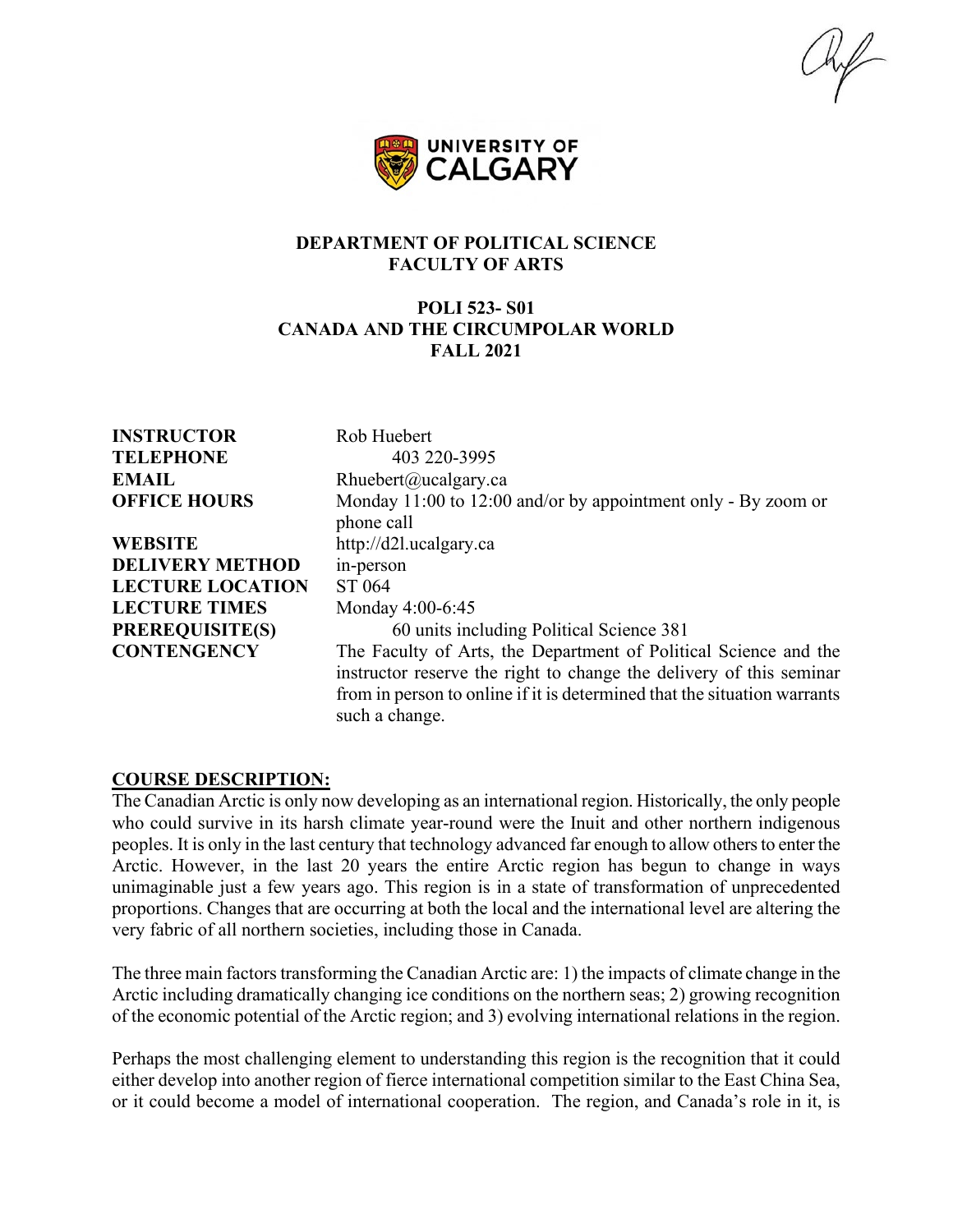**DEPARTMENT OF POLITICAL SCIENCE**
**FACULTY OF ARTS**

# POLI 523- S01
# CANADA AND THE CIRCUMPOLAR WORLD
# FALL 2021

| | |
|---|---|
| **INSTRUCTOR** | Rob Huebert |
| **TELEPHONE** | 403 220-3995 |
| **EMAIL** | Rhuebert@ucalgary.ca |
| **OFFICE HOURS** | Monday 11:00 to 12:00 and/or by appointment only - By zoom or phone call |
| **WEBSITE** | http://d2l.ucalgary.ca |
| **DELIVERY METHOD** | in-person |
| **LECTURE LOCATION** | ST 064 |
| **LECTURE TIMES** | Monday 4:00-6:45 |
| **PREREQUISITE(S)** | 60 units including Political Science 381 |
| **CONTENGENCY** | The Faculty of Arts, the Department of Political Science and the instructor reserve the right to change the delivery of this seminar from in person to online if it is determined that the situation warrants such a change. |

## COURSE DESCRIPTION:

The Canadian Arctic is only now developing as an international region. Historically, the only people who could survive in its harsh climate year-round were the Inuit and other northern indigenous peoples. It is only in the last century that technology advanced far enough to allow others to enter the Arctic. However, in the last 20 years the entire Arctic region has begun to change in ways unimaginable just a few years ago. This region is in a state of transformation of unprecedented proportions. Changes that are occurring at both the local and the international level are altering the very fabric of all northern societies, including those in Canada.

The three main factors transforming the Canadian Arctic are: 1) the impacts of climate change in the Arctic including dramatically changing ice conditions on the northern seas; 2) growing recognition of the economic potential of the Arctic region; and 3) evolving international relations in the region.

Perhaps the most challenging element to understanding this region is the recognition that it could either develop into another region of fierce international competition similar to the East China Sea, or it could become a model of international cooperation. The region, and Canada's role in it, is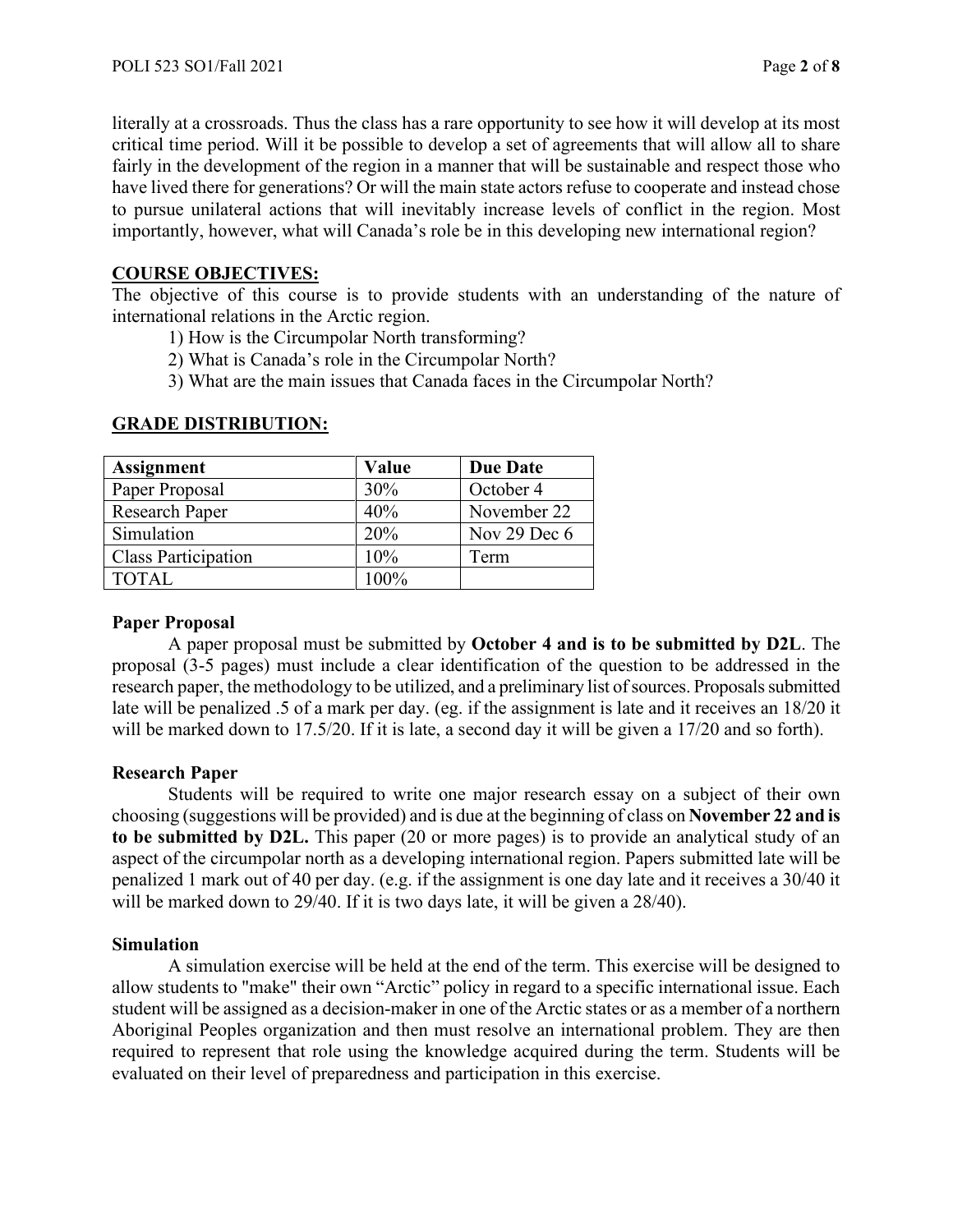literally at a crossroads. Thus the class has a rare opportunity to see how it will develop at its most critical time period. Will it be possible to develop a set of agreements that will allow all to share fairly in the development of the region in a manner that will be sustainable and respect those who have lived there for generations? Or will the main state actors refuse to cooperate and instead chose to pursue unilateral actions that will inevitably increase levels of conflict in the region. Most importantly, however, what will Canada's role be in this developing new international region?

## COURSE OBJECTIVES:

The objective of this course is to provide students with an understanding of the nature of international relations in the Arctic region.

1) How is the Circumpolar North transforming?
2) What is Canada's role in the Circumpolar North?
3) What are the main issues that Canada faces in the Circumpolar North?

## GRADE DISTRIBUTION:

| Assignment | Value | Due Date |
|---|---|---|
| Paper Proposal | 30% | October 4 |
| Research Paper | 40% | November 22 |
| Simulation | 20% | Nov 29 Dec 6 |
| Class Participation | 10% | Term |
| TOTAL | 100% | |

### Paper Proposal

A paper proposal must be submitted by **October 4 and is to be submitted by D2L**. The proposal (3-5 pages) must include a clear identification of the question to be addressed in the research paper, the methodology to be utilized, and a preliminary list of sources. Proposals submitted late will be penalized .5 of a mark per day. (eg. if the assignment is late and it receives an 18/20 it will be marked down to 17.5/20. If it is late, a second day it will be given a 17/20 and so forth).

### Research Paper

Students will be required to write one major research essay on a subject of their own choosing (suggestions will be provided) and is due at the beginning of class on **November 22 and is to be submitted by D2L.** This paper (20 or more pages) is to provide an analytical study of an aspect of the circumpolar north as a developing international region. Papers submitted late will be penalized 1 mark out of 40 per day. (e.g. if the assignment is one day late and it receives a 30/40 it will be marked down to 29/40. If it is two days late, it will be given a 28/40).

### Simulation

A simulation exercise will be held at the end of the term. This exercise will be designed to allow students to "make" their own "Arctic" policy in regard to a specific international issue. Each student will be assigned as a decision-maker in one of the Arctic states or as a member of a northern Aboriginal Peoples organization and then must resolve an international problem. They are then required to represent that role using the knowledge acquired during the term. Students will be evaluated on their level of preparedness and participation in this exercise.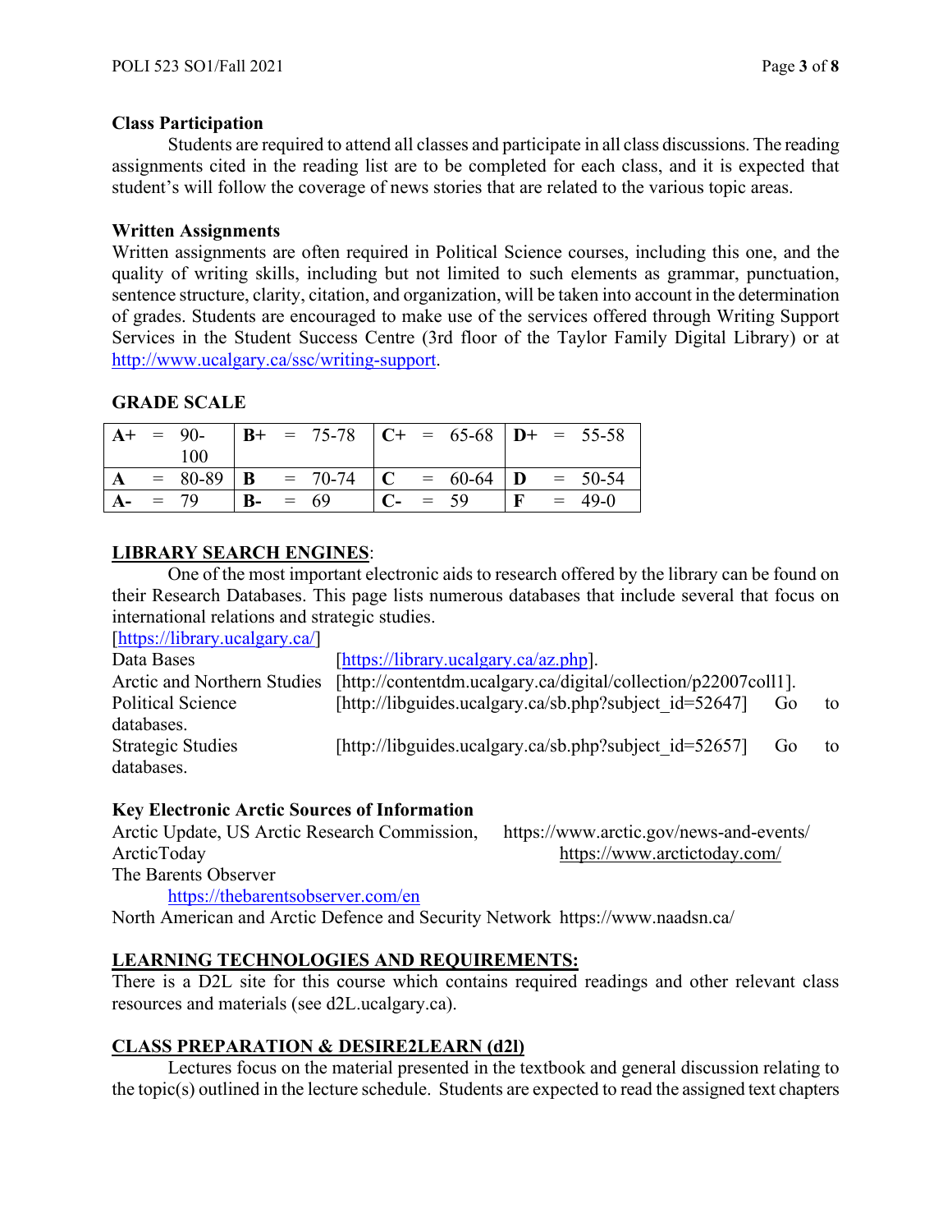**Class Participation**

Students are required to attend all classes and participate in all class discussions. The reading assignments cited in the reading list are to be completed for each class, and it is expected that student's will follow the coverage of news stories that are related to the various topic areas.

**Written Assignments**

Written assignments are often required in Political Science courses, including this one, and the quality of writing skills, including but not limited to such elements as grammar, punctuation, sentence structure, clarity, citation, and organization, will be taken into account in the determination of grades. Students are encouraged to make use of the services offered through Writing Support Services in the Student Success Centre (3rd floor of the Taylor Family Digital Library) or at http://www.ucalgary.ca/ssc/writing-support.

**GRADE SCALE**

| | | | | | | | | | | | |
|---|---|---|---|---|---|---|---|---|---|---|---|
| **A+** | = | 90-100 | **B+** | = | 75-78 | **C+** | = | 65-68 | **D+** | = | 55-58 |
| **A** | = | 80-89 | **B** | = | 70-74 | **C** | = | 60-64 | **D** | = | 50-54 |
| **A-** | = | 79 | **B-** | = | 69 | **C-** | = | 59 | **F** | = | 49-0 |

**LIBRARY SEARCH ENGINES**:

One of the most important electronic aids to research offered by the library can be found on their Research Databases. This page lists numerous databases that include several that focus on international relations and strategic studies.

[https://library.ucalgary.ca/]

Data Bases [https://library.ucalgary.ca/az.php].

Arctic and Northern Studies [http://contentdm.ucalgary.ca/digital/collection/p22007coll1].

Political Science [http://libguides.ucalgary.ca/sb.php?subject_id=52647] Go to databases.

Strategic Studies [http://libguides.ucalgary.ca/sb.php?subject_id=52657] Go to databases.

**Key Electronic Arctic Sources of Information**

Arctic Update, US Arctic Research Commission, https://www.arctic.gov/news-and-events/

ArcticToday https://www.arctictoday.com/

The Barents Observer https://thebarentsobserver.com/en

North American and Arctic Defence and Security Network https://www.naadsn.ca/

**LEARNING TECHNOLOGIES AND REQUIREMENTS:**

There is a D2L site for this course which contains required readings and other relevant class resources and materials (see d2L.ucalgary.ca).

**CLASS PREPARATION & DESIRE2LEARN (d2l)**

Lectures focus on the material presented in the textbook and general discussion relating to the topic(s) outlined in the lecture schedule. Students are expected to read the assigned text chapters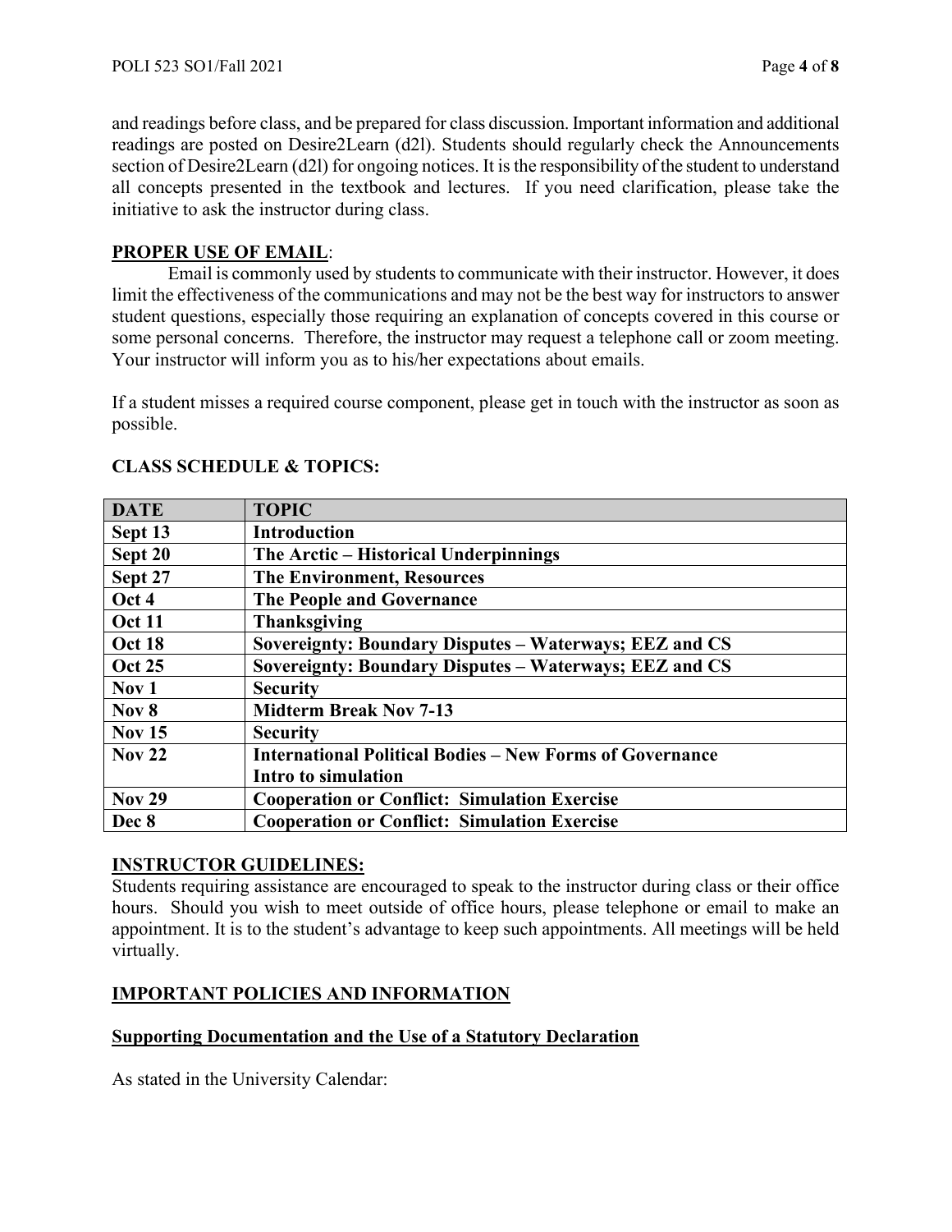and readings before class, and be prepared for class discussion. Important information and additional readings are posted on Desire2Learn (d2l). Students should regularly check the Announcements section of Desire2Learn (d2l) for ongoing notices. It is the responsibility of the student to understand all concepts presented in the textbook and lectures. If you need clarification, please take the initiative to ask the instructor during class.

**PROPER USE OF EMAIL**:

Email is commonly used by students to communicate with their instructor. However, it does limit the effectiveness of the communications and may not be the best way for instructors to answer student questions, especially those requiring an explanation of concepts covered in this course or some personal concerns. Therefore, the instructor may request a telephone call or zoom meeting. Your instructor will inform you as to his/her expectations about emails.

If a student misses a required course component, please get in touch with the instructor as soon as possible.

**CLASS SCHEDULE & TOPICS:**

| DATE | TOPIC |
|---|---|
| **Sept 13** | **Introduction** |
| **Sept 20** | **The Arctic – Historical Underpinnings** |
| **Sept 27** | **The Environment, Resources** |
| **Oct 4** | **The People and Governance** |
| **Oct 11** | **Thanksgiving** |
| **Oct 18** | **Sovereignty: Boundary Disputes – Waterways; EEZ and CS** |
| **Oct 25** | **Sovereignty: Boundary Disputes – Waterways; EEZ and CS** |
| **Nov 1** | **Security** |
| **Nov 8** | **Midterm Break Nov 7-13** |
| **Nov 15** | **Security** |
| **Nov 22** | **International Political Bodies – New Forms of Governance**<br>**Intro to simulation** |
| **Nov 29** | **Cooperation or Conflict: Simulation Exercise** |
| **Dec 8** | **Cooperation or Conflict: Simulation Exercise** |

**INSTRUCTOR GUIDELINES:**

Students requiring assistance are encouraged to speak to the instructor during class or their office hours. Should you wish to meet outside of office hours, please telephone or email to make an appointment. It is to the student's advantage to keep such appointments. All meetings will be held virtually.

**IMPORTANT POLICIES AND INFORMATION**

**Supporting Documentation and the Use of a Statutory Declaration**

As stated in the University Calendar: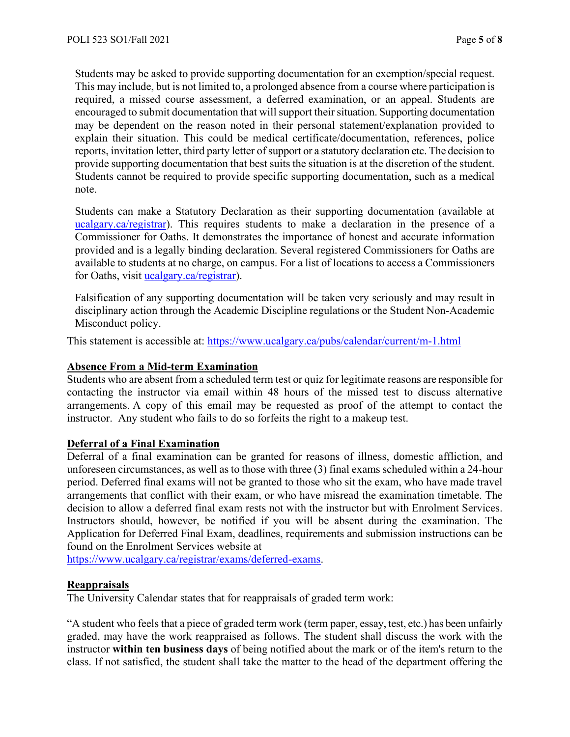Students may be asked to provide supporting documentation for an exemption/special request. This may include, but is not limited to, a prolonged absence from a course where participation is required, a missed course assessment, a deferred examination, or an appeal. Students are encouraged to submit documentation that will support their situation. Supporting documentation may be dependent on the reason noted in their personal statement/explanation provided to explain their situation. This could be medical certificate/documentation, references, police reports, invitation letter, third party letter of support or a statutory declaration etc. The decision to provide supporting documentation that best suits the situation is at the discretion of the student. Students cannot be required to provide specific supporting documentation, such as a medical note.

Students can make a Statutory Declaration as their supporting documentation (available at [ucalgary.ca/registrar](ucalgary.ca/registrar)). This requires students to make a declaration in the presence of a Commissioner for Oaths. It demonstrates the importance of honest and accurate information provided and is a legally binding declaration. Several registered Commissioners for Oaths are available to students at no charge, on campus. For a list of locations to access a Commissioners for Oaths, visit [ucalgary.ca/registrar](ucalgary.ca/registrar)).

Falsification of any supporting documentation will be taken very seriously and may result in disciplinary action through the Academic Discipline regulations or the Student Non-Academic Misconduct policy.

This statement is accessible at: https://www.ucalgary.ca/pubs/calendar/current/m-1.html

## Absence From a Mid-term Examination

Students who are absent from a scheduled term test or quiz for legitimate reasons are responsible for contacting the instructor via email within 48 hours of the missed test to discuss alternative arrangements. A copy of this email may be requested as proof of the attempt to contact the instructor. Any student who fails to do so forfeits the right to a makeup test.

## Deferral of a Final Examination

Deferral of a final examination can be granted for reasons of illness, domestic affliction, and unforeseen circumstances, as well as to those with three (3) final exams scheduled within a 24-hour period. Deferred final exams will not be granted to those who sit the exam, who have made travel arrangements that conflict with their exam, or who have misread the examination timetable. The decision to allow a deferred final exam rests not with the instructor but with Enrolment Services. Instructors should, however, be notified if you will be absent during the examination. The Application for Deferred Final Exam, deadlines, requirements and submission instructions can be found on the Enrolment Services website at https://www.ucalgary.ca/registrar/exams/deferred-exams.

## Reappraisals

The University Calendar states that for reappraisals of graded term work:

"A student who feels that a piece of graded term work (term paper, essay, test, etc.) has been unfairly graded, may have the work reappraised as follows. The student shall discuss the work with the instructor **within ten business days** of being notified about the mark or of the item's return to the class. If not satisfied, the student shall take the matter to the head of the department offering the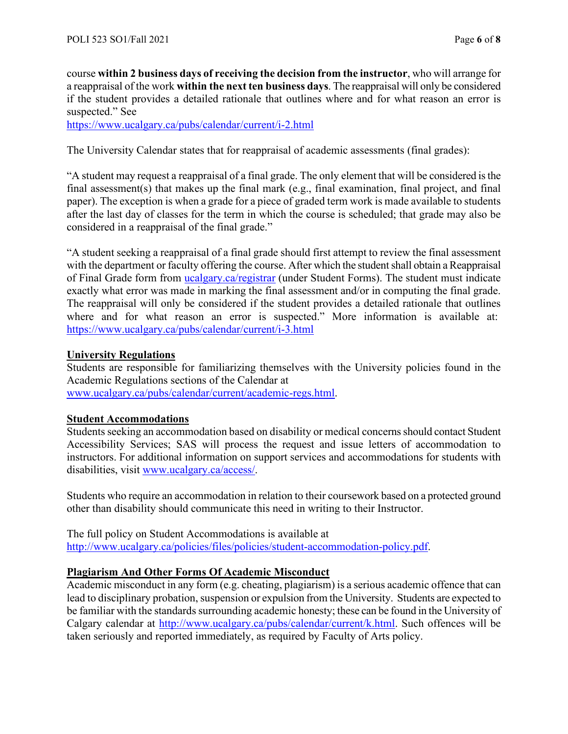course **within 2 business days of receiving the decision from the instructor**, who will arrange for a reappraisal of the work **within the next ten business days**. The reappraisal will only be considered if the student provides a detailed rationale that outlines where and for what reason an error is suspected." See
https://www.ucalgary.ca/pubs/calendar/current/i-2.html

The University Calendar states that for reappraisal of academic assessments (final grades):

"A student may request a reappraisal of a final grade. The only element that will be considered is the final assessment(s) that makes up the final mark (e.g., final examination, final project, and final paper). The exception is when a grade for a piece of graded term work is made available to students after the last day of classes for the term in which the course is scheduled; that grade may also be considered in a reappraisal of the final grade."

"A student seeking a reappraisal of a final grade should first attempt to review the final assessment with the department or faculty offering the course. After which the student shall obtain a Reappraisal of Final Grade form from ucalgary.ca/registrar (under Student Forms). The student must indicate exactly what error was made in marking the final assessment and/or in computing the final grade. The reappraisal will only be considered if the student provides a detailed rationale that outlines where and for what reason an error is suspected." More information is available at: https://www.ucalgary.ca/pubs/calendar/current/i-3.html

**University Regulations**

Students are responsible for familiarizing themselves with the University policies found in the Academic Regulations sections of the Calendar at
www.ucalgary.ca/pubs/calendar/current/academic-regs.html.

**Student Accommodations**

Students seeking an accommodation based on disability or medical concerns should contact Student Accessibility Services; SAS will process the request and issue letters of accommodation to instructors. For additional information on support services and accommodations for students with disabilities, visit www.ucalgary.ca/access/.

Students who require an accommodation in relation to their coursework based on a protected ground other than disability should communicate this need in writing to their Instructor.

The full policy on Student Accommodations is available at
http://www.ucalgary.ca/policies/files/policies/student-accommodation-policy.pdf.

**Plagiarism And Other Forms Of Academic Misconduct**

Academic misconduct in any form (e.g. cheating, plagiarism) is a serious academic offence that can lead to disciplinary probation, suspension or expulsion from the University. Students are expected to be familiar with the standards surrounding academic honesty; these can be found in the University of Calgary calendar at http://www.ucalgary.ca/pubs/calendar/current/k.html. Such offences will be taken seriously and reported immediately, as required by Faculty of Arts policy.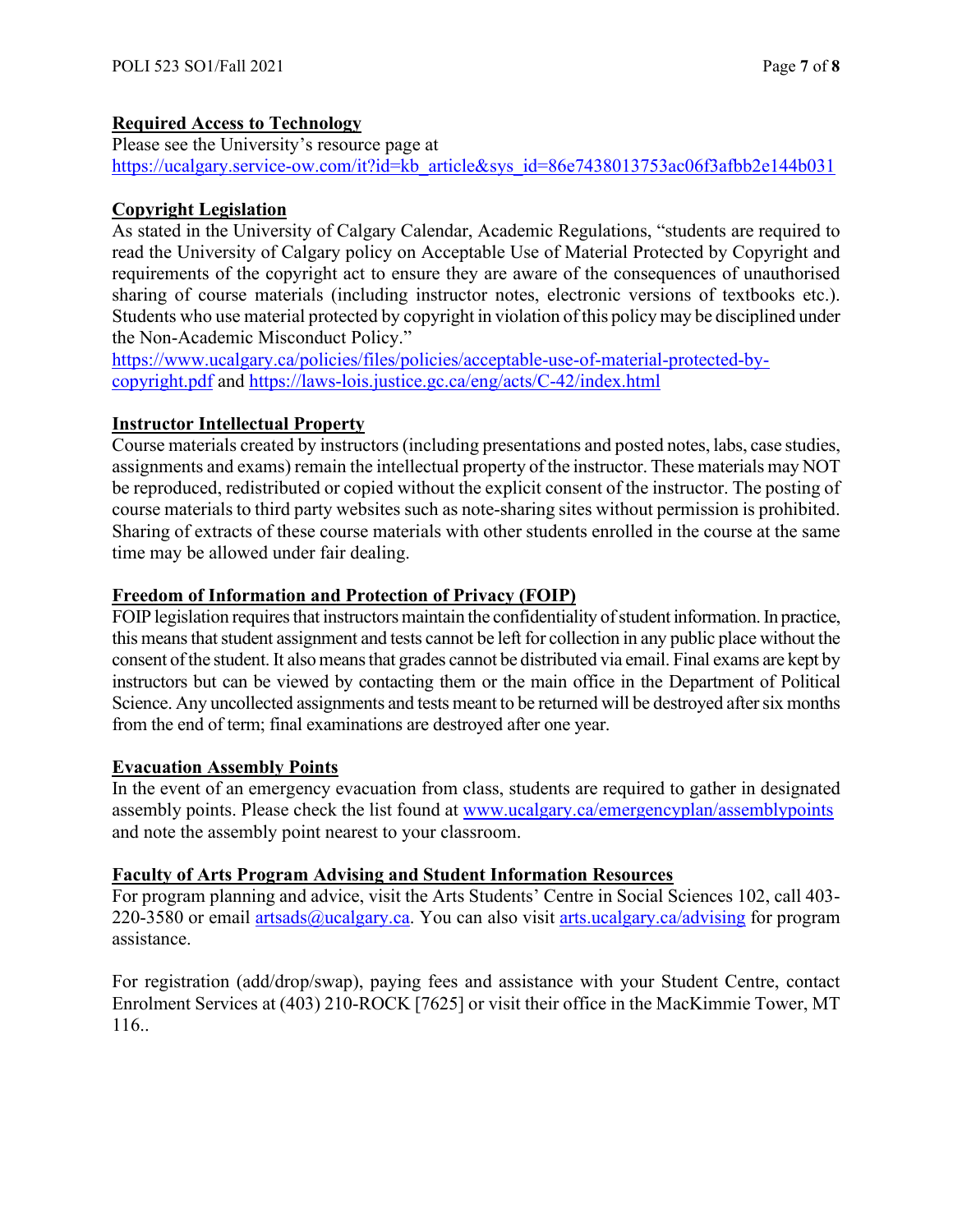**Required Access to Technology**

Please see the University's resource page at https://ucalgary.service-ow.com/it?id=kb_article&sys_id=86e7438013753ac06f3afbb2e144b031

**Copyright Legislation**

As stated in the University of Calgary Calendar, Academic Regulations, "students are required to read the University of Calgary policy on Acceptable Use of Material Protected by Copyright and requirements of the copyright act to ensure they are aware of the consequences of unauthorised sharing of course materials (including instructor notes, electronic versions of textbooks etc.). Students who use material protected by copyright in violation of this policy may be disciplined under the Non-Academic Misconduct Policy."

https://www.ucalgary.ca/policies/files/policies/acceptable-use-of-material-protected-by-copyright.pdf and https://laws-lois.justice.gc.ca/eng/acts/C-42/index.html

**Instructor Intellectual Property**

Course materials created by instructors (including presentations and posted notes, labs, case studies, assignments and exams) remain the intellectual property of the instructor. These materials may NOT be reproduced, redistributed or copied without the explicit consent of the instructor. The posting of course materials to third party websites such as note-sharing sites without permission is prohibited. Sharing of extracts of these course materials with other students enrolled in the course at the same time may be allowed under fair dealing.

**Freedom of Information and Protection of Privacy (FOIP)**

FOIP legislation requires that instructors maintain the confidentiality of student information. In practice, this means that student assignment and tests cannot be left for collection in any public place without the consent of the student. It also means that grades cannot be distributed via email. Final exams are kept by instructors but can be viewed by contacting them or the main office in the Department of Political Science. Any uncollected assignments and tests meant to be returned will be destroyed after six months from the end of term; final examinations are destroyed after one year.

**Evacuation Assembly Points**

In the event of an emergency evacuation from class, students are required to gather in designated assembly points. Please check the list found at www.ucalgary.ca/emergencyplan/assemblypoints and note the assembly point nearest to your classroom.

**Faculty of Arts Program Advising and Student Information Resources**

For program planning and advice, visit the Arts Students' Centre in Social Sciences 102, call 403-220-3580 or email artsads@ucalgary.ca. You can also visit arts.ucalgary.ca/advising for program assistance.

For registration (add/drop/swap), paying fees and assistance with your Student Centre, contact Enrolment Services at (403) 210-ROCK [7625] or visit their office in the MacKimmie Tower, MT 116..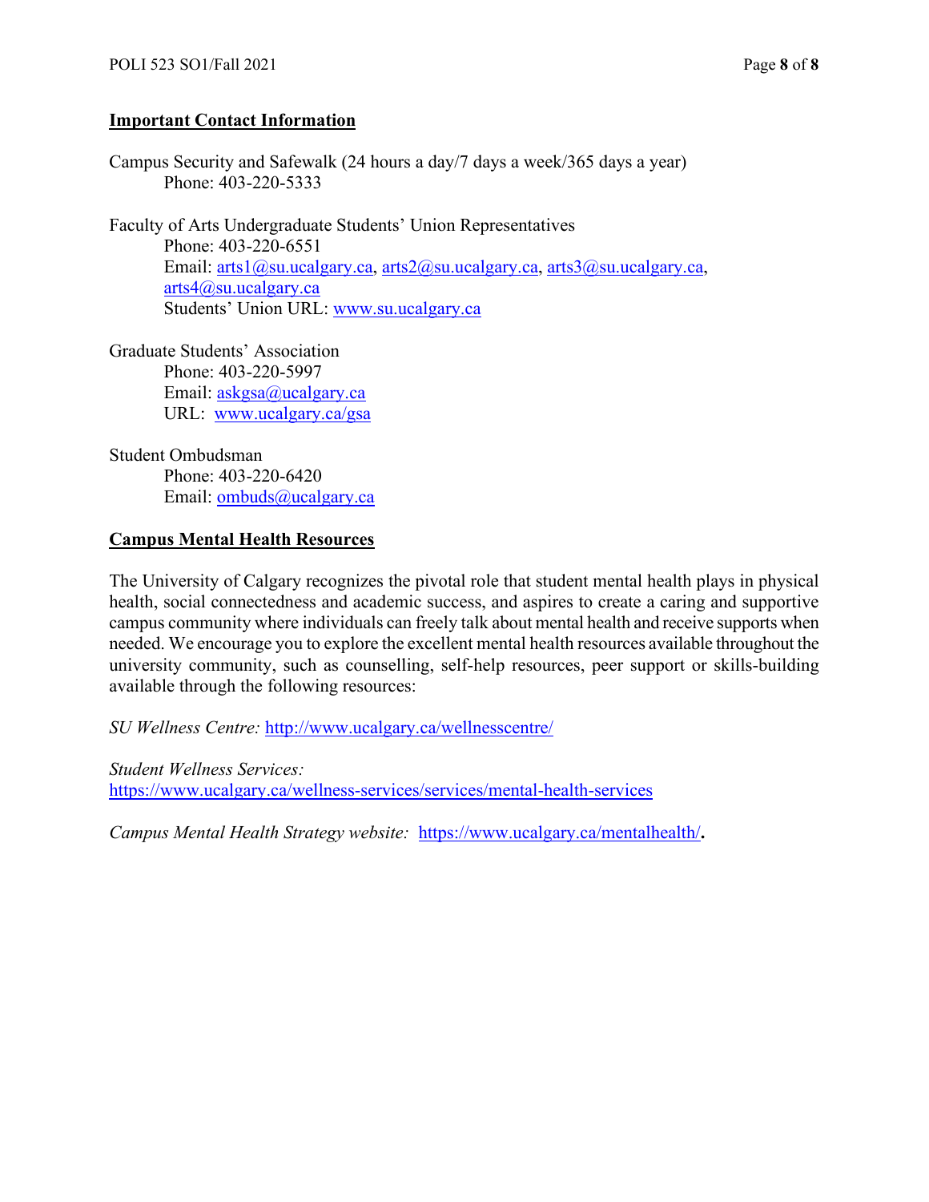## Important Contact Information

Campus Security and Safewalk (24 hours a day/7 days a week/365 days a year)
Phone: 403-220-5333

Faculty of Arts Undergraduate Students' Union Representatives
Phone: 403-220-6551
Email: arts1@su.ucalgary.ca, arts2@su.ucalgary.ca, arts3@su.ucalgary.ca, arts4@su.ucalgary.ca
Students' Union URL: www.su.ucalgary.ca

Graduate Students' Association
Phone: 403-220-5997
Email: askgsa@ucalgary.ca
URL: www.ucalgary.ca/gsa

Student Ombudsman
Phone: 403-220-6420
Email: ombuds@ucalgary.ca

## Campus Mental Health Resources

The University of Calgary recognizes the pivotal role that student mental health plays in physical health, social connectedness and academic success, and aspires to create a caring and supportive campus community where individuals can freely talk about mental health and receive supports when needed. We encourage you to explore the excellent mental health resources available throughout the university community, such as counselling, self-help resources, peer support or skills-building available through the following resources:

*SU Wellness Centre:* http://www.ucalgary.ca/wellnesscentre/

*Student Wellness Services:*
https://www.ucalgary.ca/wellness-services/services/mental-health-services

*Campus Mental Health Strategy website:* https://www.ucalgary.ca/mentalhealth/.